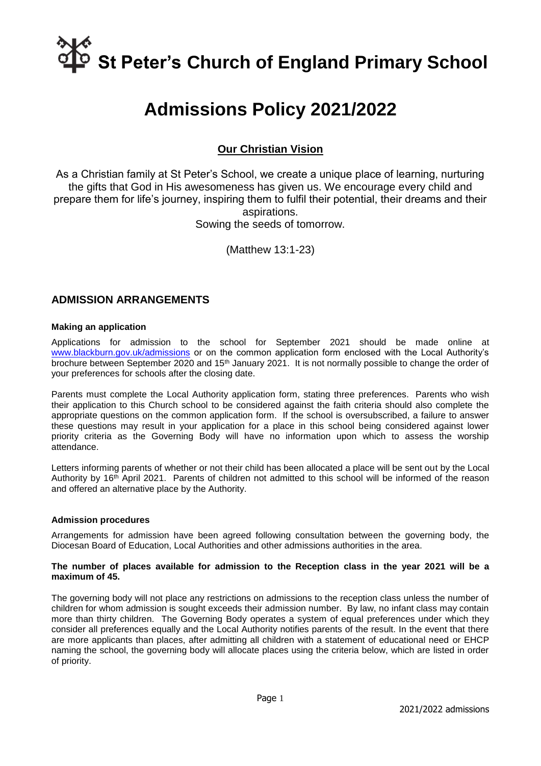# St Peter's Church of England Primary School

# Admissions Policy 2021/2022

## Our Christian Vision

As a Christian family at St Peter's School, we create a unique place of learning, nurturing the gifts that God in His awesomeness has given us. We encourage every child and prepare them for life's journey, inspiring them to fulfil their potential, their dreams and their aspirations.
Sowing the seeds of tomorrow.

(Matthew 13:1-23)

## ADMISSION ARRANGEMENTS

### Making an application

Applications for admission to the school for September 2021 should be made online at www.blackburn.gov.uk/admissions or on the common application form enclosed with the Local Authority's brochure between September 2020 and 15th January 2021. It is not normally possible to change the order of your preferences for schools after the closing date.

Parents must complete the Local Authority application form, stating three preferences. Parents who wish their application to this Church school to be considered against the faith criteria should also complete the appropriate questions on the common application form. If the school is oversubscribed, a failure to answer these questions may result in your application for a place in this school being considered against lower priority criteria as the Governing Body will have no information upon which to assess the worship attendance.

Letters informing parents of whether or not their child has been allocated a place will be sent out by the Local Authority by 16th April 2021. Parents of children not admitted to this school will be informed of the reason and offered an alternative place by the Authority.

### Admission procedures

Arrangements for admission have been agreed following consultation between the governing body, the Diocesan Board of Education, Local Authorities and other admissions authorities in the area.

**The number of places available for admission to the Reception class in the year 2021 will be a maximum of 45.**

The governing body will not place any restrictions on admissions to the reception class unless the number of children for whom admission is sought exceeds their admission number. By law, no infant class may contain more than thirty children. The Governing Body operates a system of equal preferences under which they consider all preferences equally and the Local Authority notifies parents of the result. In the event that there are more applicants than places, after admitting all children with a statement of educational need or EHCP naming the school, the governing body will allocate places using the criteria below, which are listed in order of priority.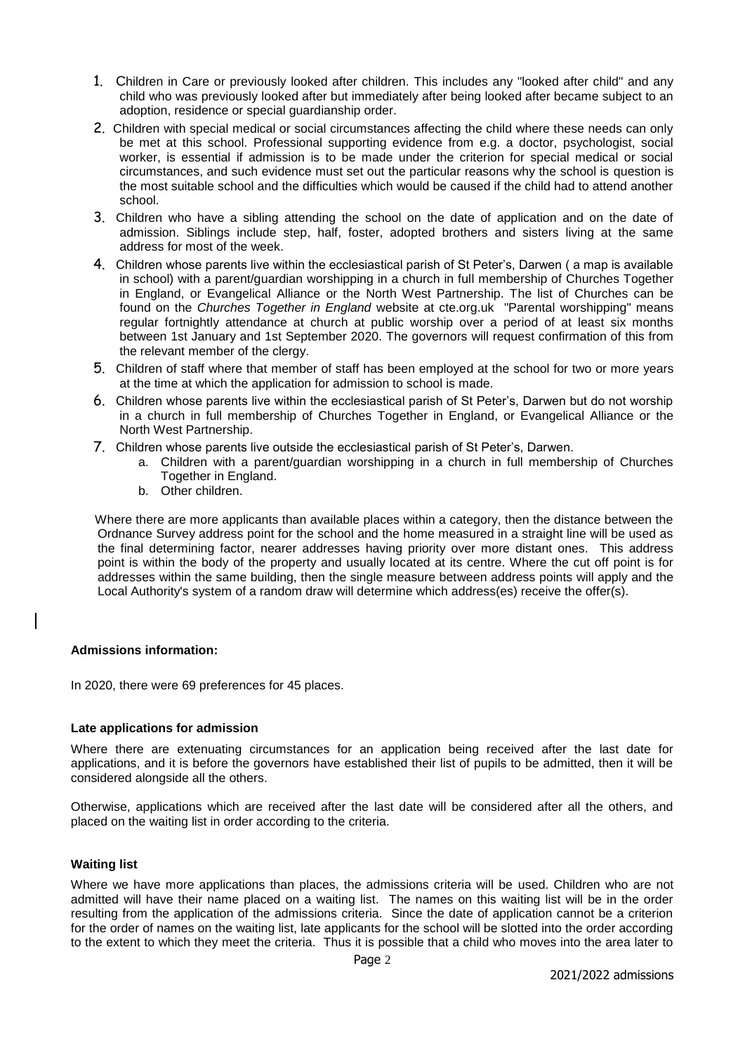1. Children in Care or previously looked after children. This includes any "looked after child" and any child who was previously looked after but immediately after being looked after became subject to an adoption, residence or special guardianship order.
2. Children with special medical or social circumstances affecting the child where these needs can only be met at this school. Professional supporting evidence from e.g. a doctor, psychologist, social worker, is essential if admission is to be made under the criterion for special medical or social circumstances, and such evidence must set out the particular reasons why the school is question is the most suitable school and the difficulties which would be caused if the child had to attend another school.
3. Children who have a sibling attending the school on the date of application and on the date of admission. Siblings include step, half, foster, adopted brothers and sisters living at the same address for most of the week.
4. Children whose parents live within the ecclesiastical parish of St Peter's, Darwen ( a map is available in school) with a parent/guardian worshipping in a church in full membership of Churches Together in England, or Evangelical Alliance or the North West Partnership. The list of Churches can be found on the *Churches Together in England* website at cte.org.uk "Parental worshipping" means regular fortnightly attendance at church at public worship over a period of at least six months between 1st January and 1st September 2020. The governors will request confirmation of this from the relevant member of the clergy.
5. Children of staff where that member of staff has been employed at the school for two or more years at the time at which the application for admission to school is made.
6. Children whose parents live within the ecclesiastical parish of St Peter's, Darwen but do not worship in a church in full membership of Churches Together in England, or Evangelical Alliance or the North West Partnership.
7. Children whose parents live outside the ecclesiastical parish of St Peter's, Darwen.
   a. Children with a parent/guardian worshipping in a church in full membership of Churches Together in England.
   b. Other children.

Where there are more applicants than available places within a category, then the distance between the Ordnance Survey address point for the school and the home measured in a straight line will be used as the final determining factor, nearer addresses having priority over more distant ones. This address point is within the body of the property and usually located at its centre. Where the cut off point is for addresses within the same building, then the single measure between address points will apply and the Local Authority's system of a random draw will determine which address(es) receive the offer(s).

**Admissions information:**

In 2020, there were 69 preferences for 45 places.

**Late applications for admission**

Where there are extenuating circumstances for an application being received after the last date for applications, and it is before the governors have established their list of pupils to be admitted, then it will be considered alongside all the others.

Otherwise, applications which are received after the last date will be considered after all the others, and placed on the waiting list in order according to the criteria.

**Waiting list**

Where we have more applications than places, the admissions criteria will be used. Children who are not admitted will have their name placed on a waiting list. The names on this waiting list will be in the order resulting from the application of the admissions criteria. Since the date of application cannot be a criterion for the order of names on the waiting list, late applicants for the school will be slotted into the order according to the extent to which they meet the criteria. Thus it is possible that a child who moves into the area later to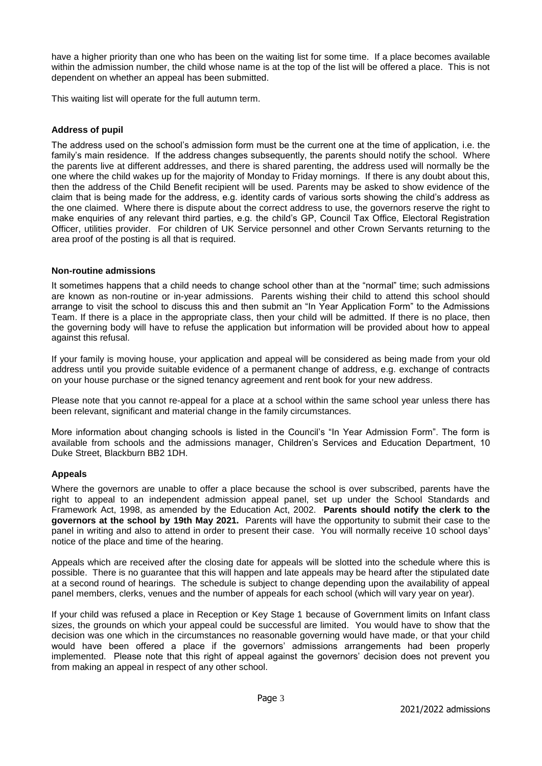have a higher priority than one who has been on the waiting list for some time. If a place becomes available within the admission number, the child whose name is at the top of the list will be offered a place. This is not dependent on whether an appeal has been submitted.

This waiting list will operate for the full autumn term.

### Address of pupil

The address used on the school's admission form must be the current one at the time of application, i.e. the family's main residence. If the address changes subsequently, the parents should notify the school. Where the parents live at different addresses, and there is shared parenting, the address used will normally be the one where the child wakes up for the majority of Monday to Friday mornings. If there is any doubt about this, then the address of the Child Benefit recipient will be used. Parents may be asked to show evidence of the claim that is being made for the address, e.g. identity cards of various sorts showing the child's address as the one claimed. Where there is dispute about the correct address to use, the governors reserve the right to make enquiries of any relevant third parties, e.g. the child's GP, Council Tax Office, Electoral Registration Officer, utilities provider. For children of UK Service personnel and other Crown Servants returning to the area proof of the posting is all that is required.

### Non-routine admissions

It sometimes happens that a child needs to change school other than at the "normal" time; such admissions are known as non-routine or in-year admissions. Parents wishing their child to attend this school should arrange to visit the school to discuss this and then submit an "In Year Application Form" to the Admissions Team. If there is a place in the appropriate class, then your child will be admitted. If there is no place, then the governing body will have to refuse the application but information will be provided about how to appeal against this refusal.

If your family is moving house, your application and appeal will be considered as being made from your old address until you provide suitable evidence of a permanent change of address, e.g. exchange of contracts on your house purchase or the signed tenancy agreement and rent book for your new address.

Please note that you cannot re-appeal for a place at a school within the same school year unless there has been relevant, significant and material change in the family circumstances.

More information about changing schools is listed in the Council's "In Year Admission Form". The form is available from schools and the admissions manager, Children's Services and Education Department, 10 Duke Street, Blackburn BB2 1DH.

### Appeals

Where the governors are unable to offer a place because the school is over subscribed, parents have the right to appeal to an independent admission appeal panel, set up under the School Standards and Framework Act, 1998, as amended by the Education Act, 2002. **Parents should notify the clerk to the governors at the school by 19th May 2021.** Parents will have the opportunity to submit their case to the panel in writing and also to attend in order to present their case. You will normally receive 10 school days' notice of the place and time of the hearing.

Appeals which are received after the closing date for appeals will be slotted into the schedule where this is possible. There is no guarantee that this will happen and late appeals may be heard after the stipulated date at a second round of hearings. The schedule is subject to change depending upon the availability of appeal panel members, clerks, venues and the number of appeals for each school (which will vary year on year).

If your child was refused a place in Reception or Key Stage 1 because of Government limits on Infant class sizes, the grounds on which your appeal could be successful are limited. You would have to show that the decision was one which in the circumstances no reasonable governing would have made, or that your child would have been offered a place if the governors' admissions arrangements had been properly implemented. Please note that this right of appeal against the governors' decision does not prevent you from making an appeal in respect of any other school.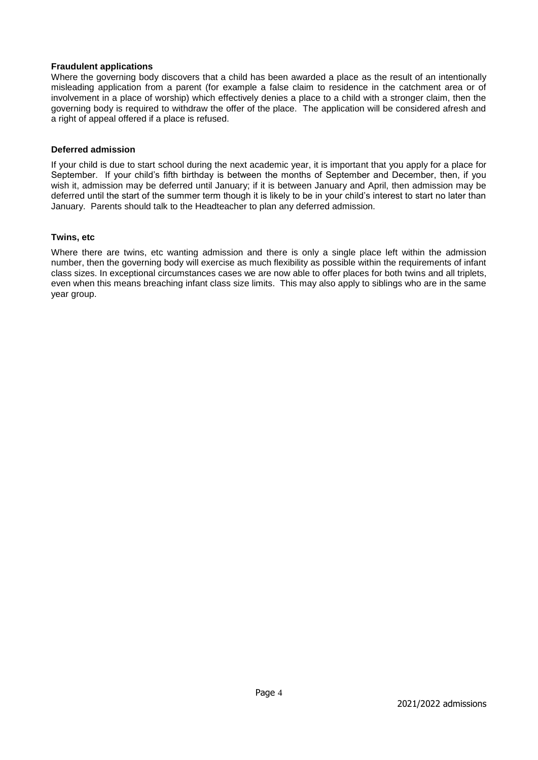**Fraudulent applications**

Where the governing body discovers that a child has been awarded a place as the result of an intentionally misleading application from a parent (for example a false claim to residence in the catchment area or of involvement in a place of worship) which effectively denies a place to a child with a stronger claim, then the governing body is required to withdraw the offer of the place. The application will be considered afresh and a right of appeal offered if a place is refused.

**Deferred admission**

If your child is due to start school during the next academic year, it is important that you apply for a place for September. If your child's fifth birthday is between the months of September and December, then, if you wish it, admission may be deferred until January; if it is between January and April, then admission may be deferred until the start of the summer term though it is likely to be in your child's interest to start no later than January. Parents should talk to the Headteacher to plan any deferred admission.

**Twins, etc**

Where there are twins, etc wanting admission and there is only a single place left within the admission number, then the governing body will exercise as much flexibility as possible within the requirements of infant class sizes. In exceptional circumstances cases we are now able to offer places for both twins and all triplets, even when this means breaching infant class size limits. This may also apply to siblings who are in the same year group.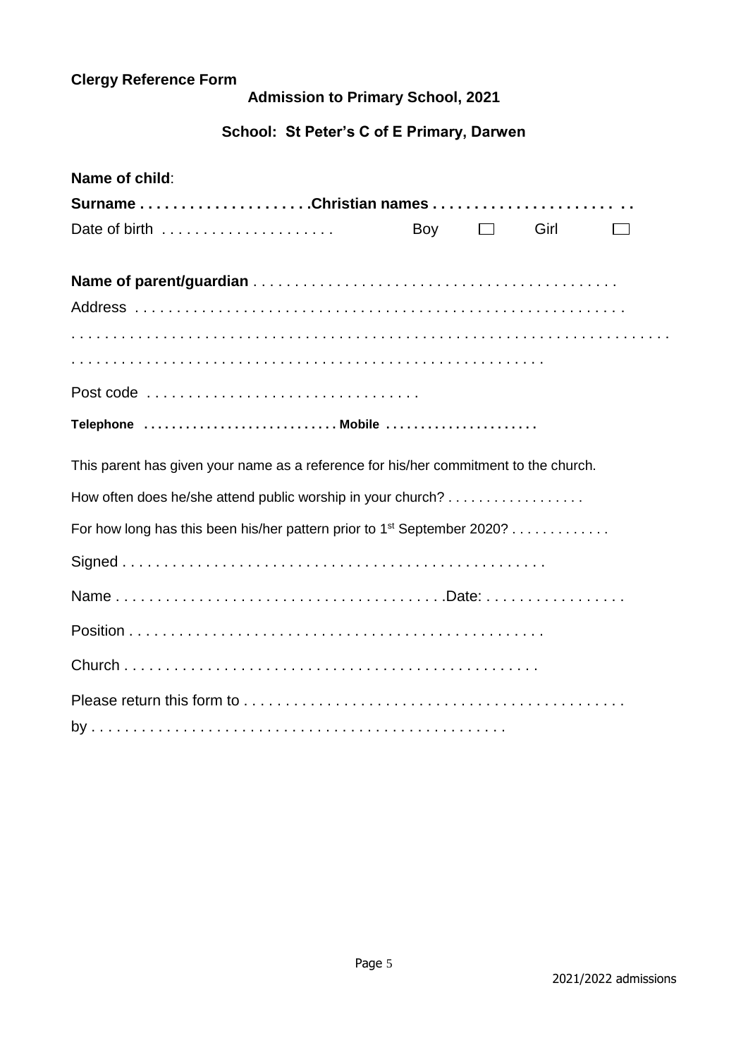**Clergy Reference Form**

**Admission to Primary School, 2021**

**School: St Peter's C of E Primary, Darwen**

**Name of child**:

**Surname . . . . . . . . . . . . . . . . . . . . .Christian names . . . . . . . . . . . . . . . . . . . . . . . .**

Date of birth . . . . . . . . . . . . . . . . . . . . Boy ☐ Girl ☐

**Name of parent/guardian** . . . . . . . . . . . . . . . . . . . . . . . . . . . . . . . . . . . . . . . . . . .

Address . . . . . . . . . . . . . . . . . . . . . . . . . . . . . . . . . . . . . . . . . . . . . . . . . . . . . .

. . . . . . . . . . . . . . . . . . . . . . . . . . . . . . . . . . . . . . . . . . . . . . . . . . . . . . . . . . . . . . . . . . .

. . . . . . . . . . . . . . . . . . . . . . . . . . . . . . . . . . . . . . . . . . . . . . . . . . . . .

Post code . . . . . . . . . . . . . . . . . . . . . . . . . . . . . . . .

**Telephone . . . . . . . . . . . . . . . . . . . . . . . . . . . Mobile . . . . . . . . . . . . . . . . . . . . . .**

This parent has given your name as a reference for his/her commitment to the church.

How often does he/she attend public worship in your church? . . . . . . . . . . . . . . . . . .

For how long has this been his/her pattern prior to 1st September 2020? . . . . . . . . . . . . .

Signed . . . . . . . . . . . . . . . . . . . . . . . . . . . . . . . . . . . . . . . . . . . . . . . . . . .

Name . . . . . . . . . . . . . . . . . . . . . . . . . . . . . . . . . . . . . . .Date: . . . . . . . . . . . . . . . . .

Position . . . . . . . . . . . . . . . . . . . . . . . . . . . . . . . . . . . . . . . . . . . . . . . . . .

Church . . . . . . . . . . . . . . . . . . . . . . . . . . . . . . . . . . . . . . . . . . . . . . . . . .

Please return this form to . . . . . . . . . . . . . . . . . . . . . . . . . . . . . . . . . . . . . . . . . . . . . .

by . . . . . . . . . . . . . . . . . . . . . . . . . . . . . . . . . . . . . . . . . . . . . . . . . . .

2021/2022 admissions